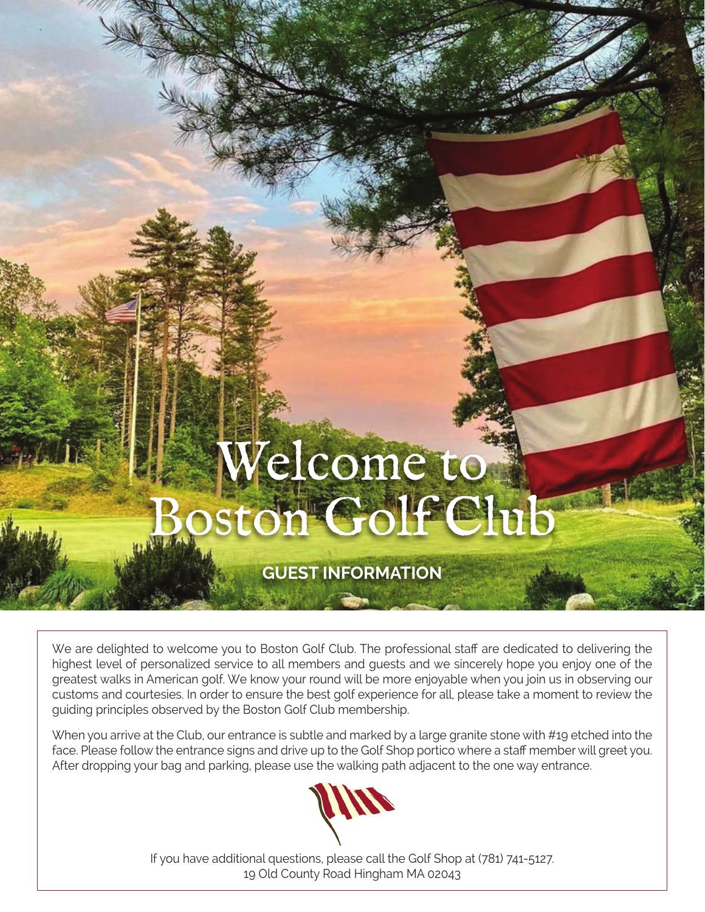# Welcome to Boston Golf Club

## GUEST INFORMATION

We are delighted to welcome you to Boston Golf Club. The professional staff are dedicated to delivering the highest level of personalized service to all members and guests and we sincerely hope you enjoy one of the greatest walks in American golf. We know your round will be more enjoyable when you join us in observing our customs and courtesies. In order to ensure the best golf experience for all, please take a moment to review the guiding principles observed by the Boston Golf Club membership.

When you arrive at the Club, our entrance is subtle and marked by a large granite stone with #19 etched into the face. Please follow the entrance signs and drive up to the Golf Shop portico where a staff member will greet you. After dropping your bag and parking, please use the walking path adjacent to the one way entrance.

If you have additional questions, please call the Golf Shop at (781) 741-5127.
19 Old County Road Hingham MA 02043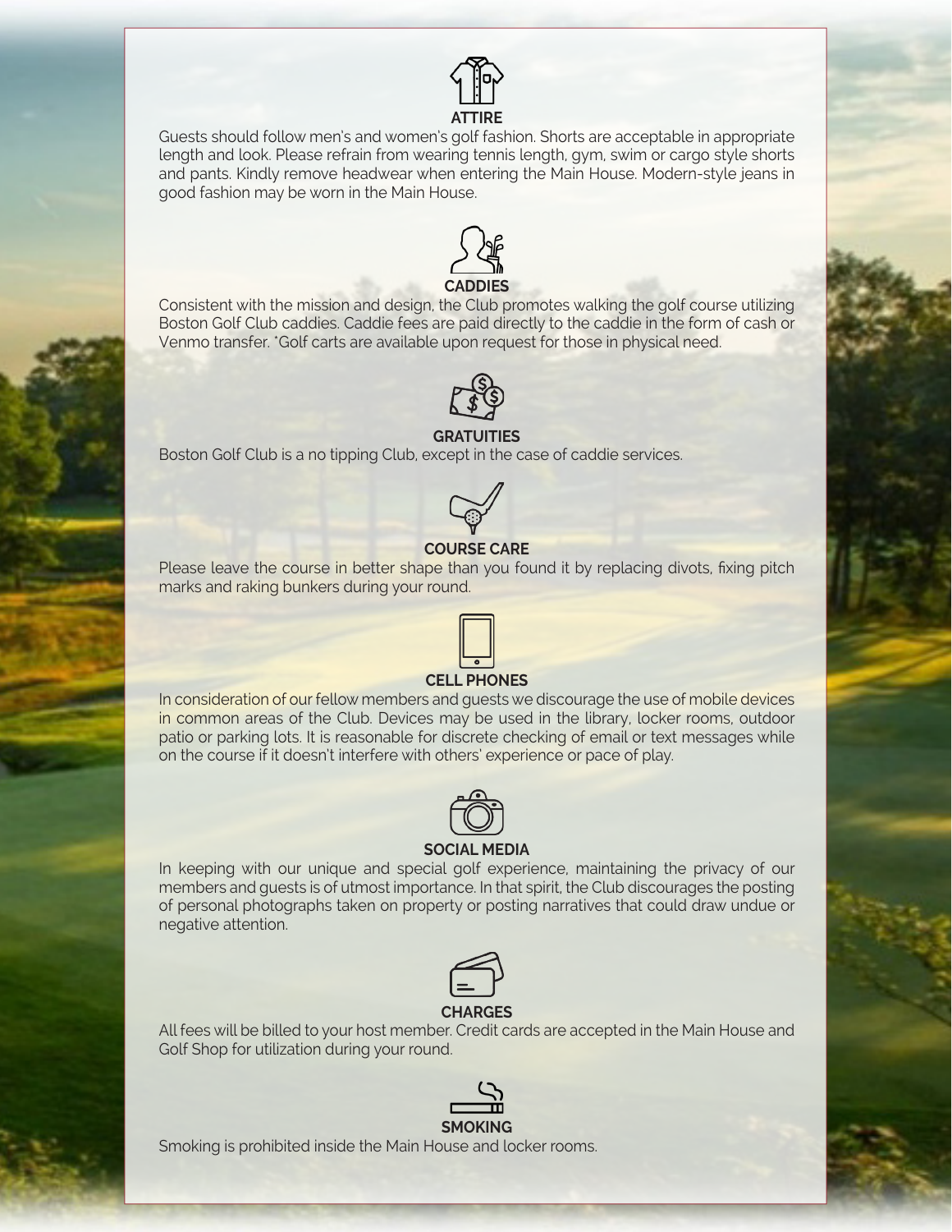## ATTIRE

Guests should follow men's and women's golf fashion. Shorts are acceptable in appropriate length and look. Please refrain from wearing tennis length, gym, swim or cargo style shorts and pants. Kindly remove headwear when entering the Main House. Modern-style jeans in good fashion may be worn in the Main House.

## CADDIES

Consistent with the mission and design, the Club promotes walking the golf course utilizing Boston Golf Club caddies. Caddie fees are paid directly to the caddie in the form of cash or Venmo transfer. *Golf carts are available upon request for those in physical need.

## GRATUITIES

Boston Golf Club is a no tipping Club, except in the case of caddie services.

## COURSE CARE

Please leave the course in better shape than you found it by replacing divots, fixing pitch marks and raking bunkers during your round.

## CELL PHONES

In consideration of our fellow members and guests we discourage the use of mobile devices in common areas of the Club. Devices may be used in the library, locker rooms, outdoor patio or parking lots. It is reasonable for discrete checking of email or text messages while on the course if it doesn't interfere with others' experience or pace of play.

## SOCIAL MEDIA

In keeping with our unique and special golf experience, maintaining the privacy of our members and guests is of utmost importance. In that spirit, the Club discourages the posting of personal photographs taken on property or posting narratives that could draw undue or negative attention.

## CHARGES

All fees will be billed to your host member. Credit cards are accepted in the Main House and Golf Shop for utilization during your round.

## SMOKING

Smoking is prohibited inside the Main House and locker rooms.